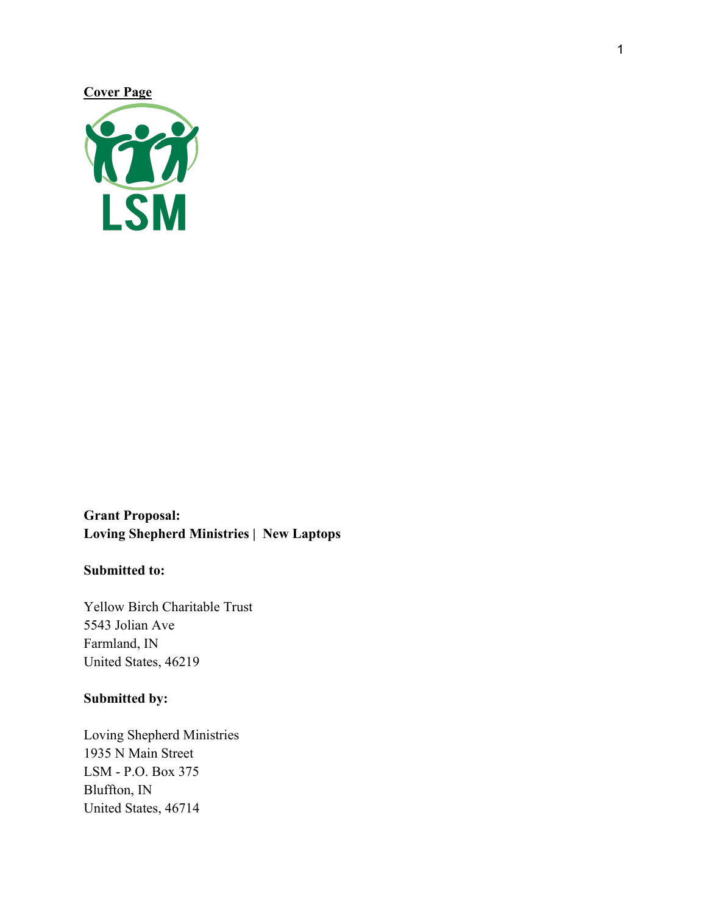**Cover Page**

LSM

**Grant Proposal:**
**Loving Shepherd Ministries | New Laptops**

**Submitted to:**

Yellow Birch Charitable Trust
5543 Jolian Ave
Farmland, IN
United States, 46219

**Submitted by:**

Loving Shepherd Ministries
1935 N Main Street
LSM - P.O. Box 375
Bluffton, IN
United States, 46714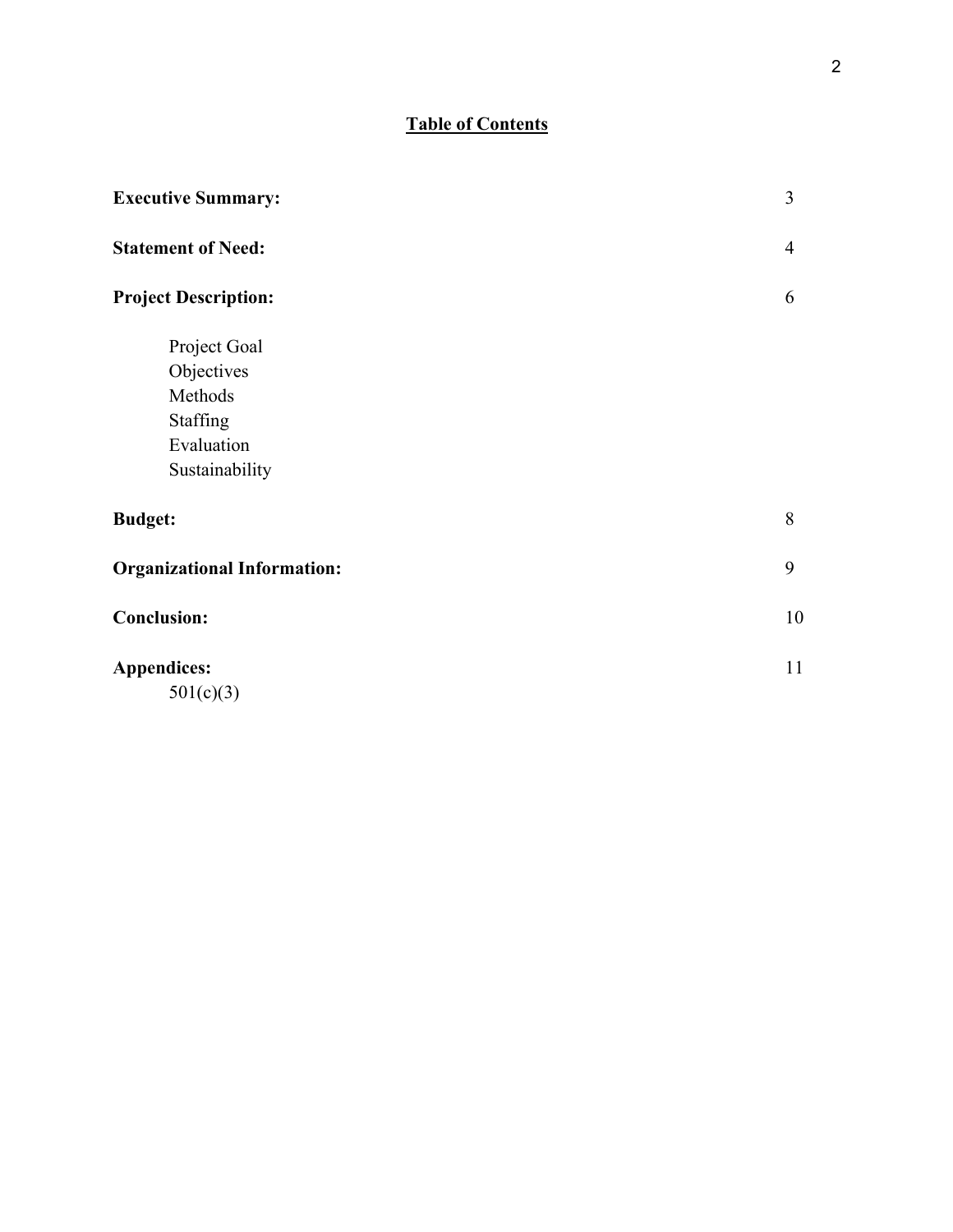## Table of Contents

| | |
|---|---|
| **Executive Summary:** | 3 |
| **Statement of Need:** | 4 |
| **Project Description:** | 6 |
| Project Goal | |
| Objectives | |
| Methods | |
| Staffing | |
| Evaluation | |
| Sustainability | |
| **Budget:** | 8 |
| **Organizational Information:** | 9 |
| **Conclusion:** | 10 |
| **Appendices:** | 11 |
| 501(c)(3) | |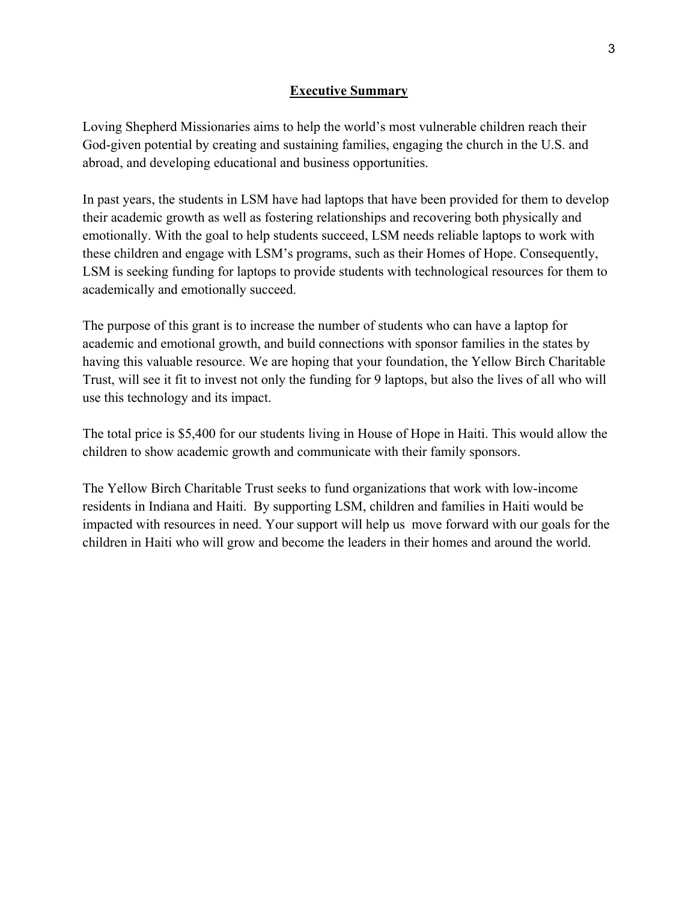## Executive Summary

Loving Shepherd Missionaries aims to help the world's most vulnerable children reach their God-given potential by creating and sustaining families, engaging the church in the U.S. and abroad, and developing educational and business opportunities.

In past years, the students in LSM have had laptops that have been provided for them to develop their academic growth as well as fostering relationships and recovering both physically and emotionally. With the goal to help students succeed, LSM needs reliable laptops to work with these children and engage with LSM's programs, such as their Homes of Hope. Consequently, LSM is seeking funding for laptops to provide students with technological resources for them to academically and emotionally succeed.

The purpose of this grant is to increase the number of students who can have a laptop for academic and emotional growth, and build connections with sponsor families in the states by having this valuable resource. We are hoping that your foundation, the Yellow Birch Charitable Trust, will see it fit to invest not only the funding for 9 laptops, but also the lives of all who will use this technology and its impact.

The total price is $5,400 for our students living in House of Hope in Haiti. This would allow the children to show academic growth and communicate with their family sponsors.

The Yellow Birch Charitable Trust seeks to fund organizations that work with low-income residents in Indiana and Haiti. By supporting LSM, children and families in Haiti would be impacted with resources in need. Your support will help us move forward with our goals for the children in Haiti who will grow and become the leaders in their homes and around the world.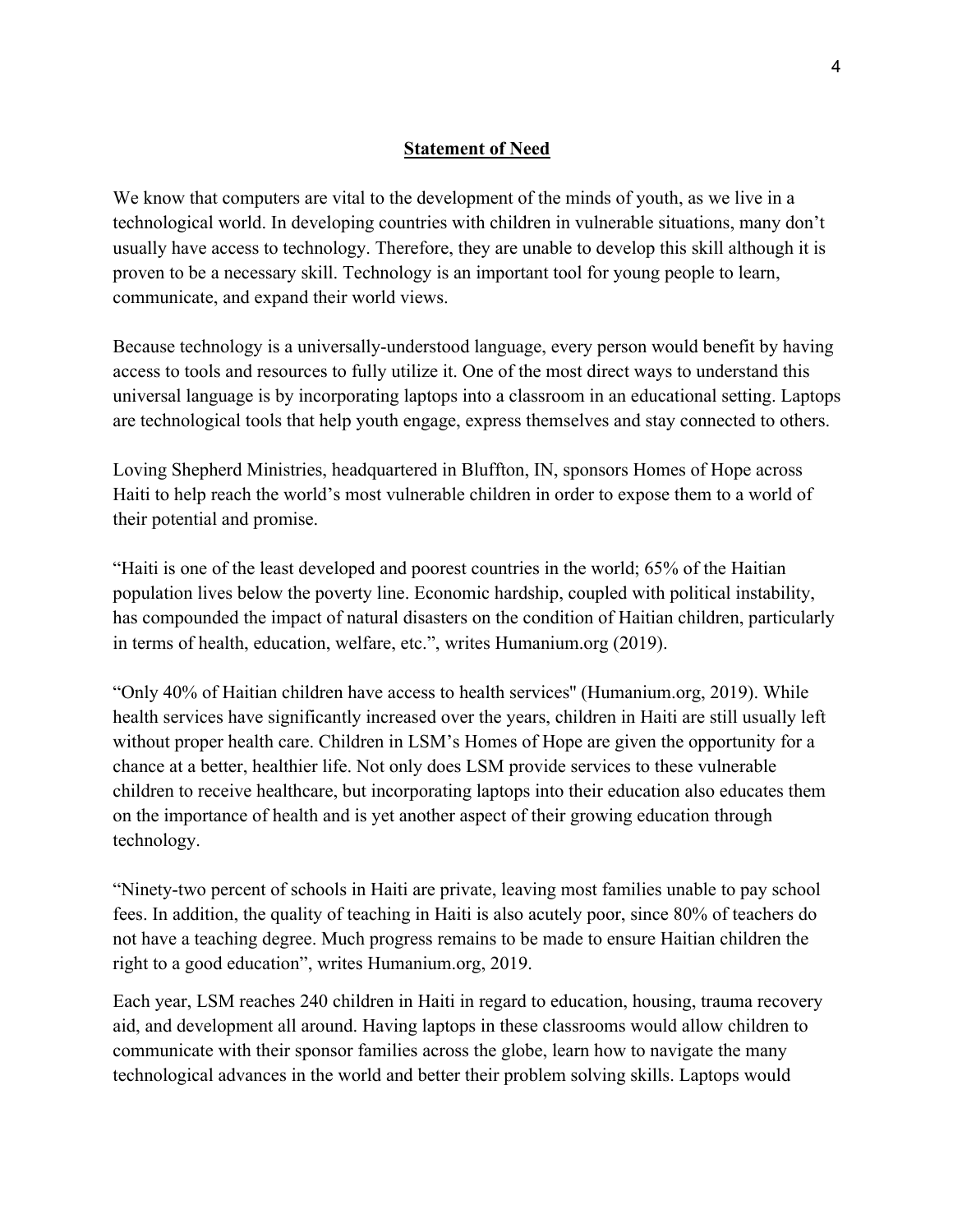## Statement of Need

We know that computers are vital to the development of the minds of youth, as we live in a technological world. In developing countries with children in vulnerable situations, many don't usually have access to technology. Therefore, they are unable to develop this skill although it is proven to be a necessary skill. Technology is an important tool for young people to learn, communicate, and expand their world views.

Because technology is a universally-understood language, every person would benefit by having access to tools and resources to fully utilize it. One of the most direct ways to understand this universal language is by incorporating laptops into a classroom in an educational setting. Laptops are technological tools that help youth engage, express themselves and stay connected to others.

Loving Shepherd Ministries, headquartered in Bluffton, IN, sponsors Homes of Hope across Haiti to help reach the world's most vulnerable children in order to expose them to a world of their potential and promise.

"Haiti is one of the least developed and poorest countries in the world; 65% of the Haitian population lives below the poverty line. Economic hardship, coupled with political instability, has compounded the impact of natural disasters on the condition of Haitian children, particularly in terms of health, education, welfare, etc.", writes Humanium.org (2019).

"Only 40% of Haitian children have access to health services" (Humanium.org, 2019). While health services have significantly increased over the years, children in Haiti are still usually left without proper health care. Children in LSM's Homes of Hope are given the opportunity for a chance at a better, healthier life. Not only does LSM provide services to these vulnerable children to receive healthcare, but incorporating laptops into their education also educates them on the importance of health and is yet another aspect of their growing education through technology.

"Ninety-two percent of schools in Haiti are private, leaving most families unable to pay school fees. In addition, the quality of teaching in Haiti is also acutely poor, since 80% of teachers do not have a teaching degree. Much progress remains to be made to ensure Haitian children the right to a good education", writes Humanium.org, 2019.

Each year, LSM reaches 240 children in Haiti in regard to education, housing, trauma recovery aid, and development all around. Having laptops in these classrooms would allow children to communicate with their sponsor families across the globe, learn how to navigate the many technological advances in the world and better their problem solving skills. Laptops would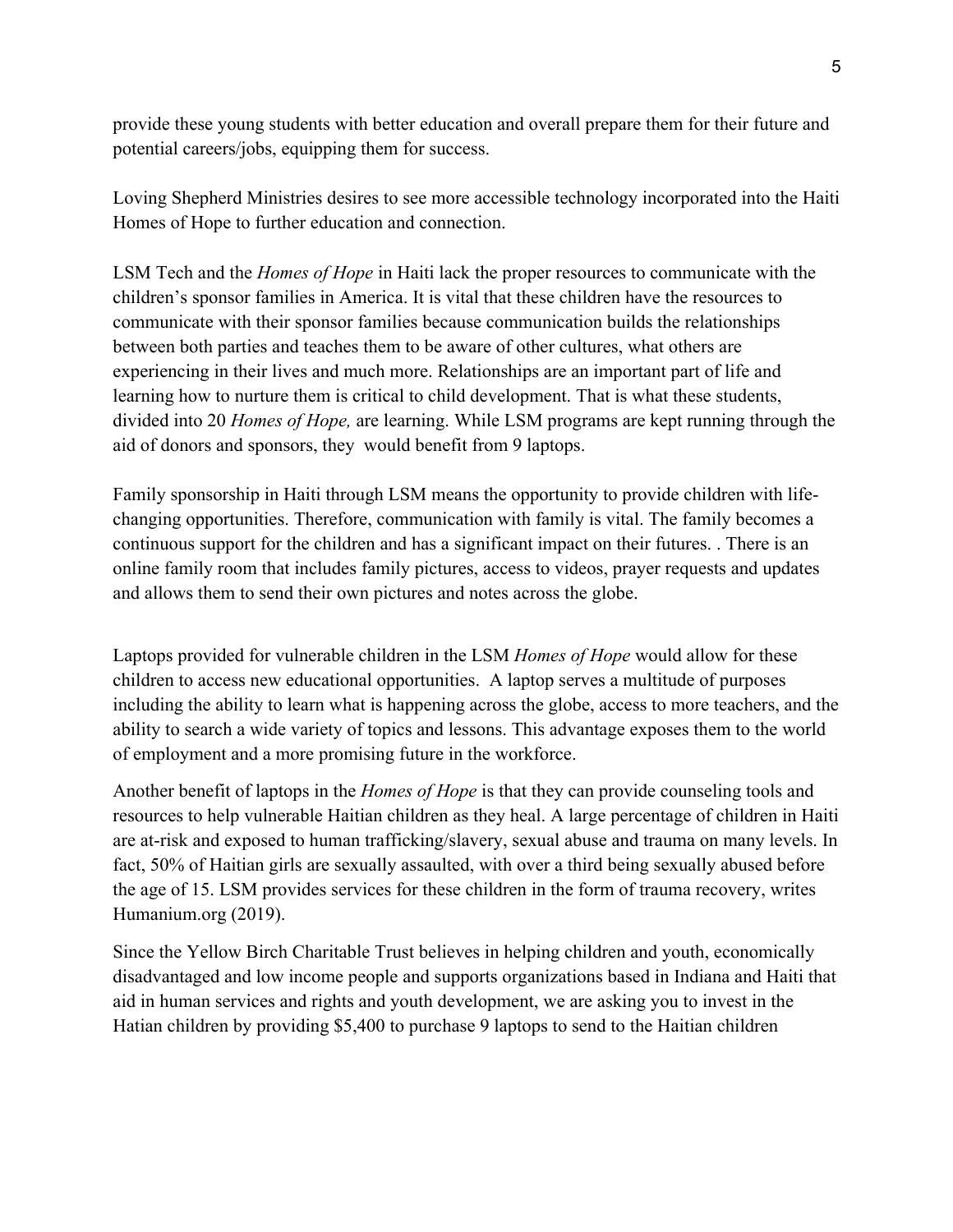provide these young students with better education and overall prepare them for their future and potential careers/jobs, equipping them for success.

Loving Shepherd Ministries desires to see more accessible technology incorporated into the Haiti Homes of Hope to further education and connection.

LSM Tech and the *Homes of Hope* in Haiti lack the proper resources to communicate with the children's sponsor families in America. It is vital that these children have the resources to communicate with their sponsor families because communication builds the relationships between both parties and teaches them to be aware of other cultures, what others are experiencing in their lives and much more. Relationships are an important part of life and learning how to nurture them is critical to child development. That is what these students, divided into 20 *Homes of Hope,* are learning. While LSM programs are kept running through the aid of donors and sponsors, they would benefit from 9 laptops.

Family sponsorship in Haiti through LSM means the opportunity to provide children with life-changing opportunities. Therefore, communication with family is vital. The family becomes a continuous support for the children and has a significant impact on their futures. . There is an online family room that includes family pictures, access to videos, prayer requests and updates and allows them to send their own pictures and notes across the globe.

Laptops provided for vulnerable children in the LSM *Homes of Hope* would allow for these children to access new educational opportunities. A laptop serves a multitude of purposes including the ability to learn what is happening across the globe, access to more teachers, and the ability to search a wide variety of topics and lessons. This advantage exposes them to the world of employment and a more promising future in the workforce.

Another benefit of laptops in the *Homes of Hope* is that they can provide counseling tools and resources to help vulnerable Haitian children as they heal. A large percentage of children in Haiti are at-risk and exposed to human trafficking/slavery, sexual abuse and trauma on many levels. In fact, 50% of Haitian girls are sexually assaulted, with over a third being sexually abused before the age of 15. LSM provides services for these children in the form of trauma recovery, writes Humanium.org (2019).

Since the Yellow Birch Charitable Trust believes in helping children and youth, economically disadvantaged and low income people and supports organizations based in Indiana and Haiti that aid in human services and rights and youth development, we are asking you to invest in the Hatian children by providing $5,400 to purchase 9 laptops to send to the Haitian children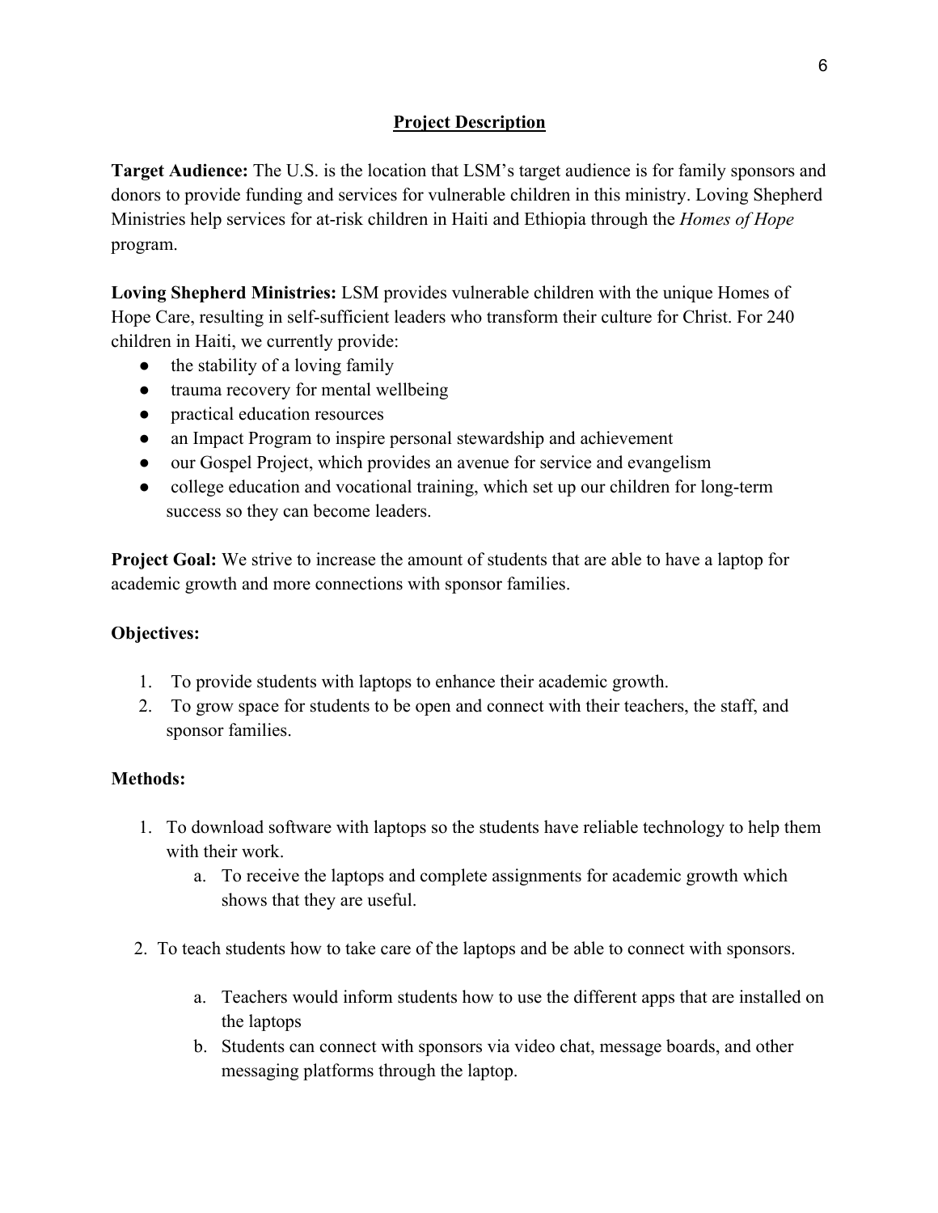## Project Description

**Target Audience:** The U.S. is the location that LSM's target audience is for family sponsors and donors to provide funding and services for vulnerable children in this ministry. Loving Shepherd Ministries help services for at-risk children in Haiti and Ethiopia through the *Homes of Hope* program.

**Loving Shepherd Ministries:** LSM provides vulnerable children with the unique Homes of Hope Care, resulting in self-sufficient leaders who transform their culture for Christ. For 240 children in Haiti, we currently provide:

- the stability of a loving family
- trauma recovery for mental wellbeing
- practical education resources
- an Impact Program to inspire personal stewardship and achievement
- our Gospel Project, which provides an avenue for service and evangelism
- college education and vocational training, which set up our children for long-term success so they can become leaders.

**Project Goal:** We strive to increase the amount of students that are able to have a laptop for academic growth and more connections with sponsor families.

**Objectives:**

1. To provide students with laptops to enhance their academic growth.
2. To grow space for students to be open and connect with their teachers, the staff, and sponsor families.

**Methods:**

1. To download software with laptops so the students have reliable technology to help them with their work.
   a. To receive the laptops and complete assignments for academic growth which shows that they are useful.

2. To teach students how to take care of the laptops and be able to connect with sponsors.

   a. Teachers would inform students how to use the different apps that are installed on the laptops
   b. Students can connect with sponsors via video chat, message boards, and other messaging platforms through the laptop.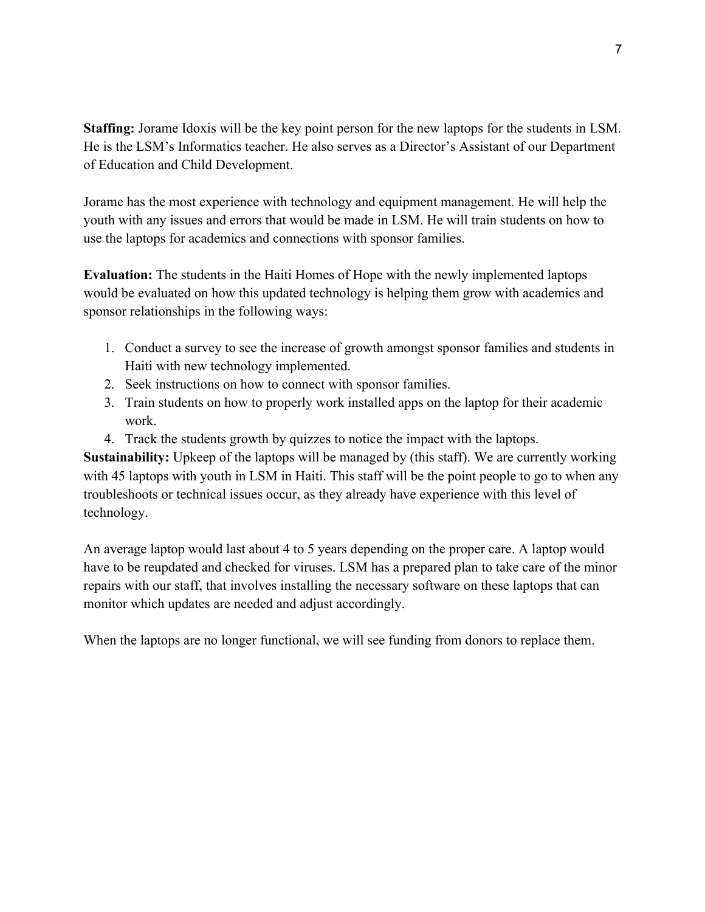**Staffing:** Jorame Idoxis will be the key point person for the new laptops for the students in LSM. He is the LSM's Informatics teacher. He also serves as a Director's Assistant of our Department of Education and Child Development.

Jorame has the most experience with technology and equipment management. He will help the youth with any issues and errors that would be made in LSM. He will train students on how to use the laptops for academics and connections with sponsor families.

**Evaluation:** The students in the Haiti Homes of Hope with the newly implemented laptops would be evaluated on how this updated technology is helping them grow with academics and sponsor relationships in the following ways:

1. Conduct a survey to see the increase of growth amongst sponsor families and students in Haiti with new technology implemented.
2. Seek instructions on how to connect with sponsor families.
3. Train students on how to properly work installed apps on the laptop for their academic work.
4. Track the students growth by quizzes to notice the impact with the laptops.

**Sustainability:** Upkeep of the laptops will be managed by (this staff). We are currently working with 45 laptops with youth in LSM in Haiti. This staff will be the point people to go to when any troubleshoots or technical issues occur, as they already have experience with this level of technology.

An average laptop would last about 4 to 5 years depending on the proper care. A laptop would have to be reupdated and checked for viruses. LSM has a prepared plan to take care of the minor repairs with our staff, that involves installing the necessary software on these laptops that can monitor which updates are needed and adjust accordingly.

When the laptops are no longer functional, we will see funding from donors to replace them.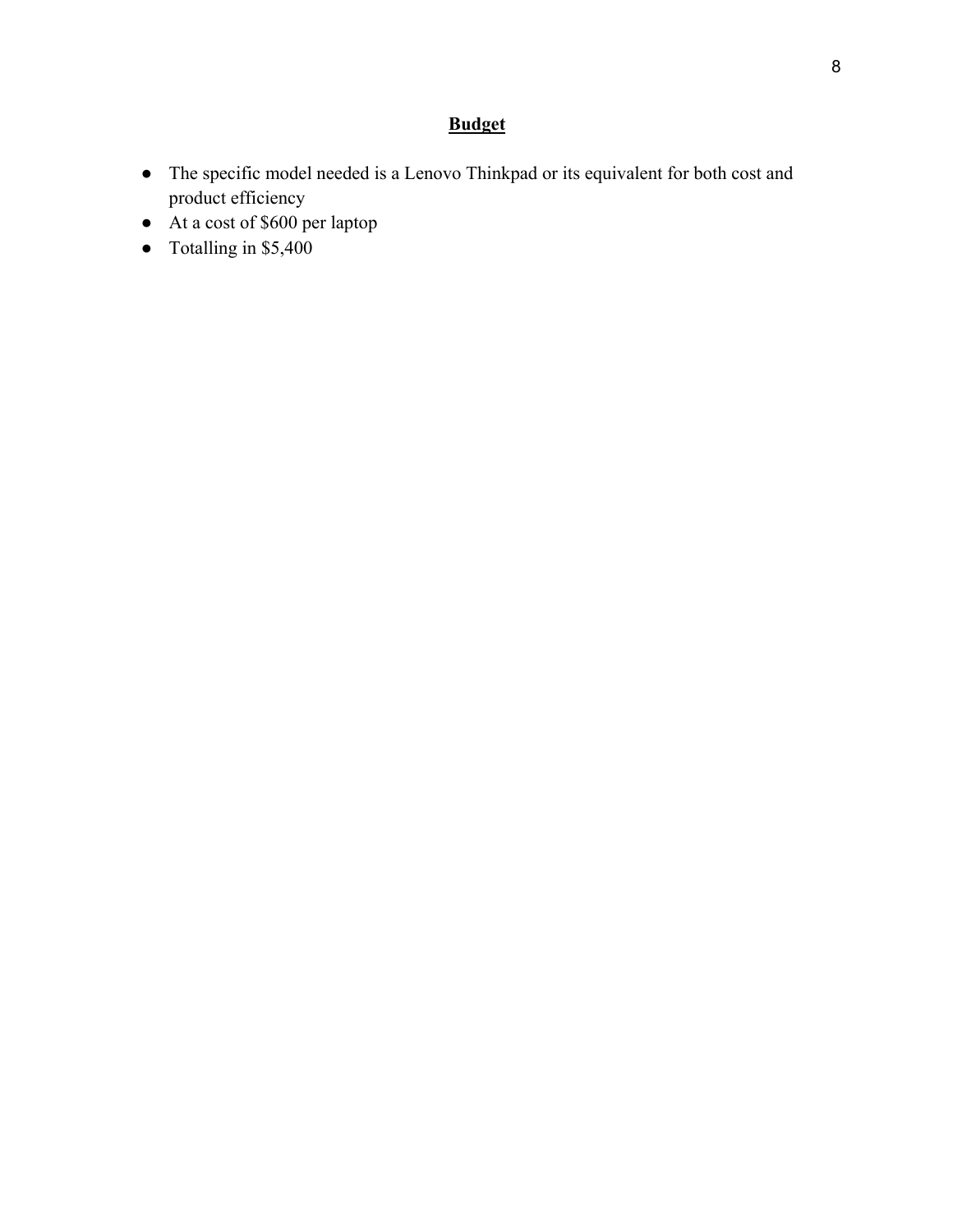## **Budget**

- The specific model needed is a Lenovo Thinkpad or its equivalent for both cost and product efficiency
- At a cost of $600 per laptop
- Totalling in $5,400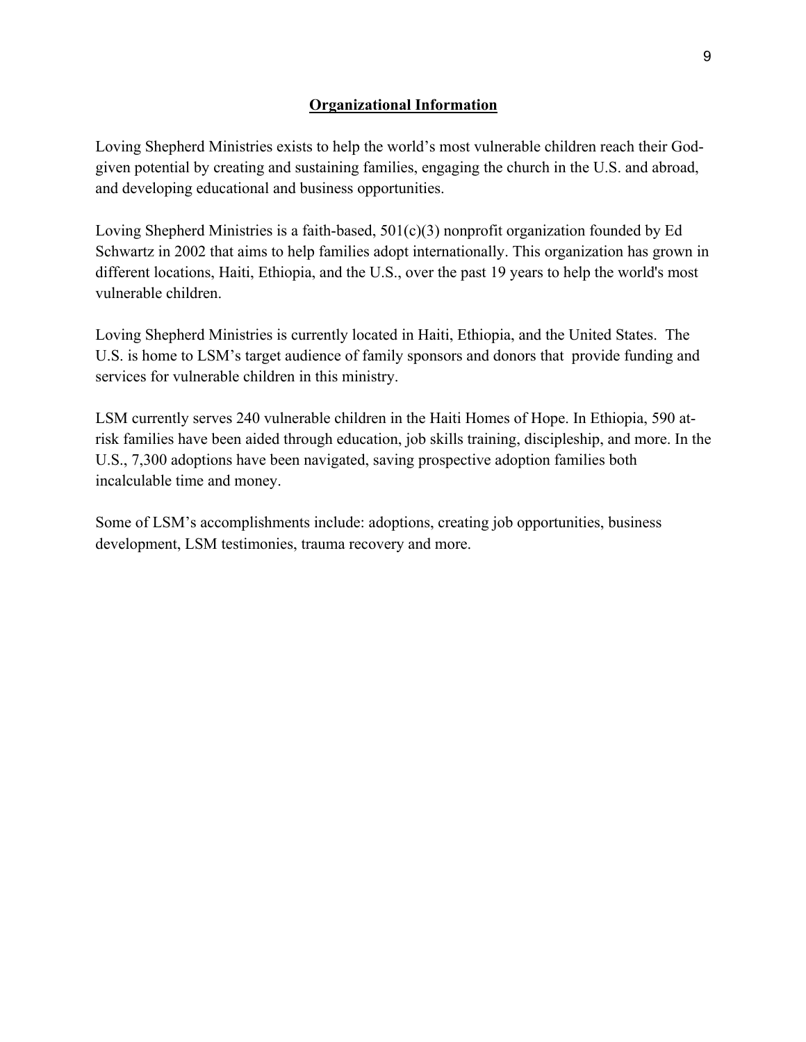## Organizational Information

Loving Shepherd Ministries exists to help the world's most vulnerable children reach their God-given potential by creating and sustaining families, engaging the church in the U.S. and abroad, and developing educational and business opportunities.

Loving Shepherd Ministries is a faith-based, 501(c)(3) nonprofit organization founded by Ed Schwartz in 2002 that aims to help families adopt internationally. This organization has grown in different locations, Haiti, Ethiopia, and the U.S., over the past 19 years to help the world's most vulnerable children.

Loving Shepherd Ministries is currently located in Haiti, Ethiopia, and the United States. The U.S. is home to LSM's target audience of family sponsors and donors that provide funding and services for vulnerable children in this ministry.

LSM currently serves 240 vulnerable children in the Haiti Homes of Hope. In Ethiopia, 590 at-risk families have been aided through education, job skills training, discipleship, and more. In the U.S., 7,300 adoptions have been navigated, saving prospective adoption families both incalculable time and money.

Some of LSM's accomplishments include: adoptions, creating job opportunities, business development, LSM testimonies, trauma recovery and more.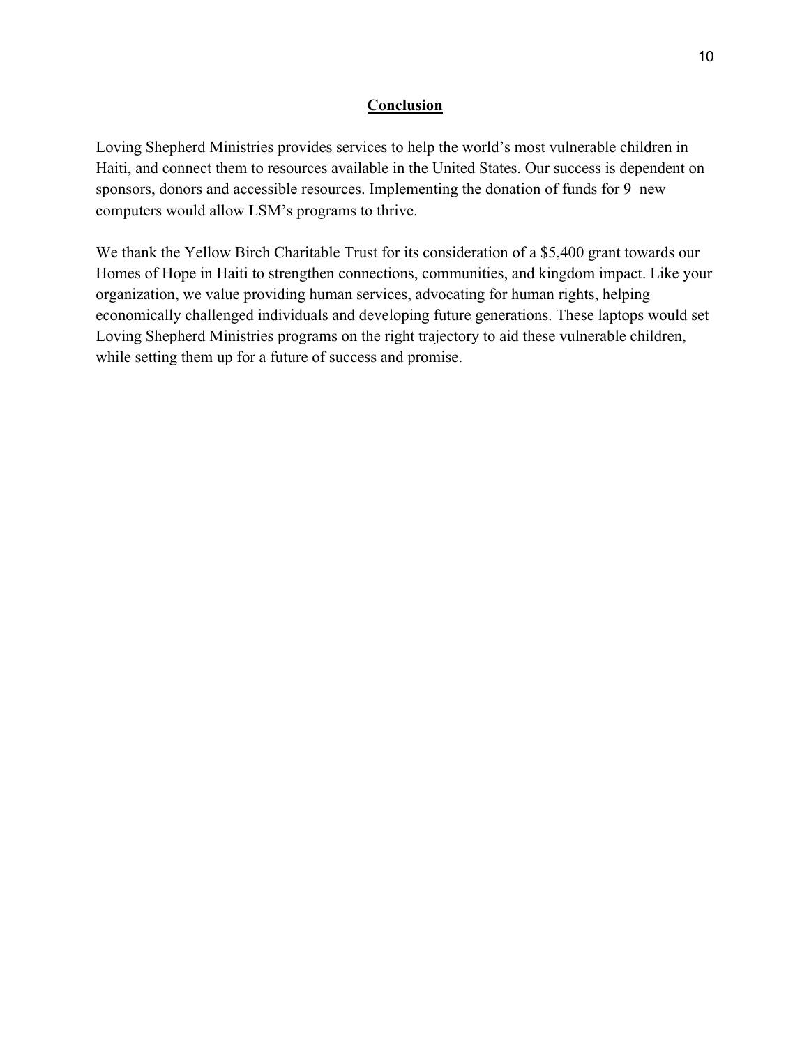## Conclusion

Loving Shepherd Ministries provides services to help the world's most vulnerable children in Haiti, and connect them to resources available in the United States. Our success is dependent on sponsors, donors and accessible resources. Implementing the donation of funds for 9 new computers would allow LSM's programs to thrive.

We thank the Yellow Birch Charitable Trust for its consideration of a $5,400 grant towards our Homes of Hope in Haiti to strengthen connections, communities, and kingdom impact. Like your organization, we value providing human services, advocating for human rights, helping economically challenged individuals and developing future generations. These laptops would set Loving Shepherd Ministries programs on the right trajectory to aid these vulnerable children, while setting them up for a future of success and promise.